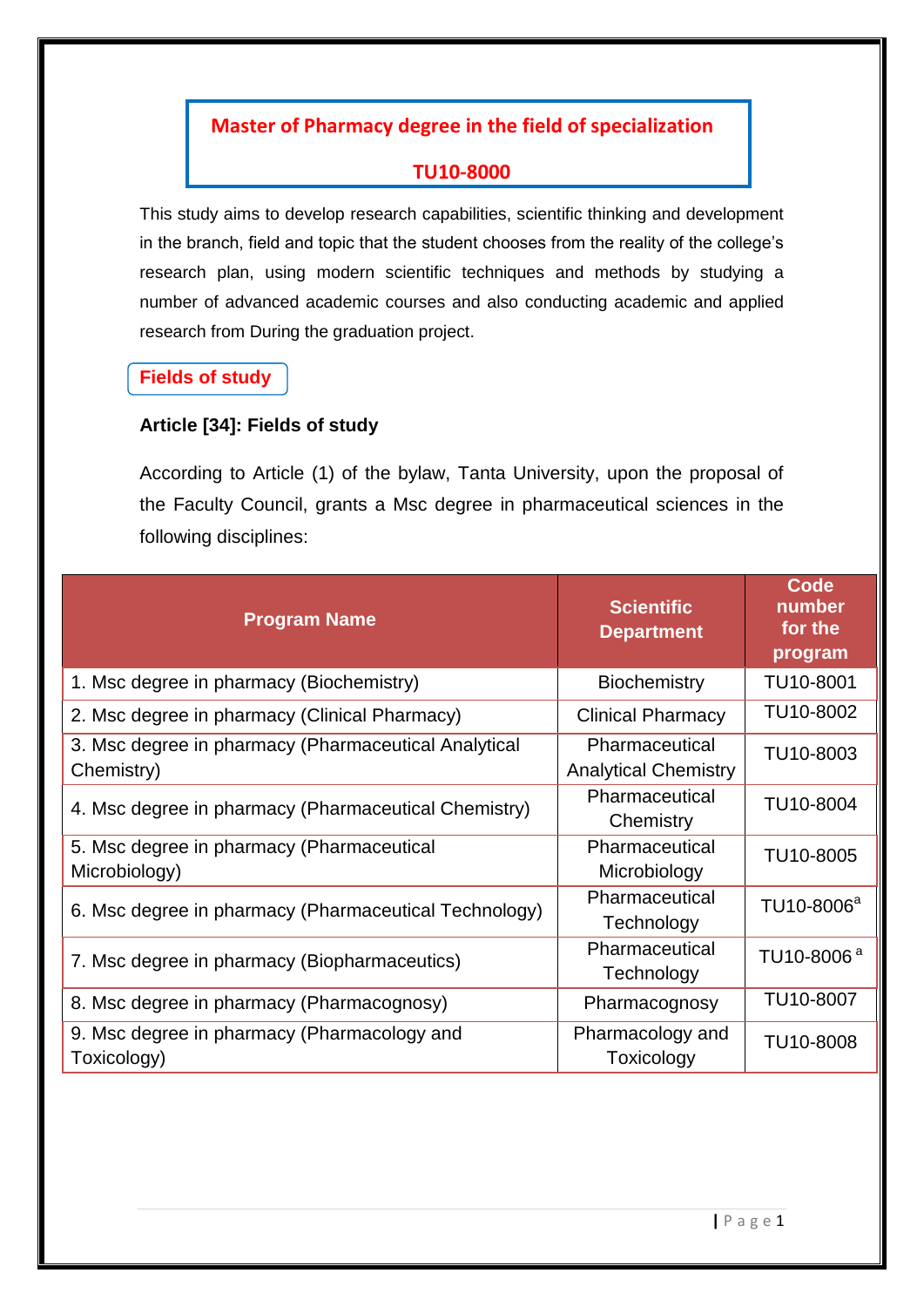# Master of Pharmacy degree in the field of specialization

# TU10-8000

This study aims to develop research capabilities, scientific thinking and development in the branch, field and topic that the student chooses from the reality of the college's research plan, using modern scientific techniques and methods by studying a number of advanced academic courses and also conducting academic and applied research from During the graduation project.

## Fields of study

### Article [34]: Fields of study

According to Article (1) of the bylaw, Tanta University, upon the proposal of the Faculty Council, grants a Msc degree in pharmaceutical sciences in the following disciplines:

| Program Name | Scientific Department | Code number for the program |
|---|---|---|
| 1. Msc degree in pharmacy (Biochemistry) | Biochemistry | TU10-8001 |
| 2. Msc degree in pharmacy (Clinical Pharmacy) | Clinical Pharmacy | TU10-8002 |
| 3. Msc degree in pharmacy (Pharmaceutical Analytical Chemistry) | Pharmaceutical Analytical Chemistry | TU10-8003 |
| 4. Msc degree in pharmacy (Pharmaceutical Chemistry) | Pharmaceutical Chemistry | TU10-8004 |
| 5. Msc degree in pharmacy (Pharmaceutical Microbiology) | Pharmaceutical Microbiology | TU10-8005 |
| 6. Msc degree in pharmacy (Pharmaceutical Technology) | Pharmaceutical Technology | TU10-8006[a] |
| 7. Msc degree in pharmacy (Biopharmaceutics) | Pharmaceutical Technology | TU10-8006 [a] |
| 8. Msc degree in pharmacy (Pharmacognosy) | Pharmacognosy | TU10-8007 |
| 9. Msc degree in pharmacy (Pharmacology and Toxicology) | Pharmacology and Toxicology | TU10-8008 |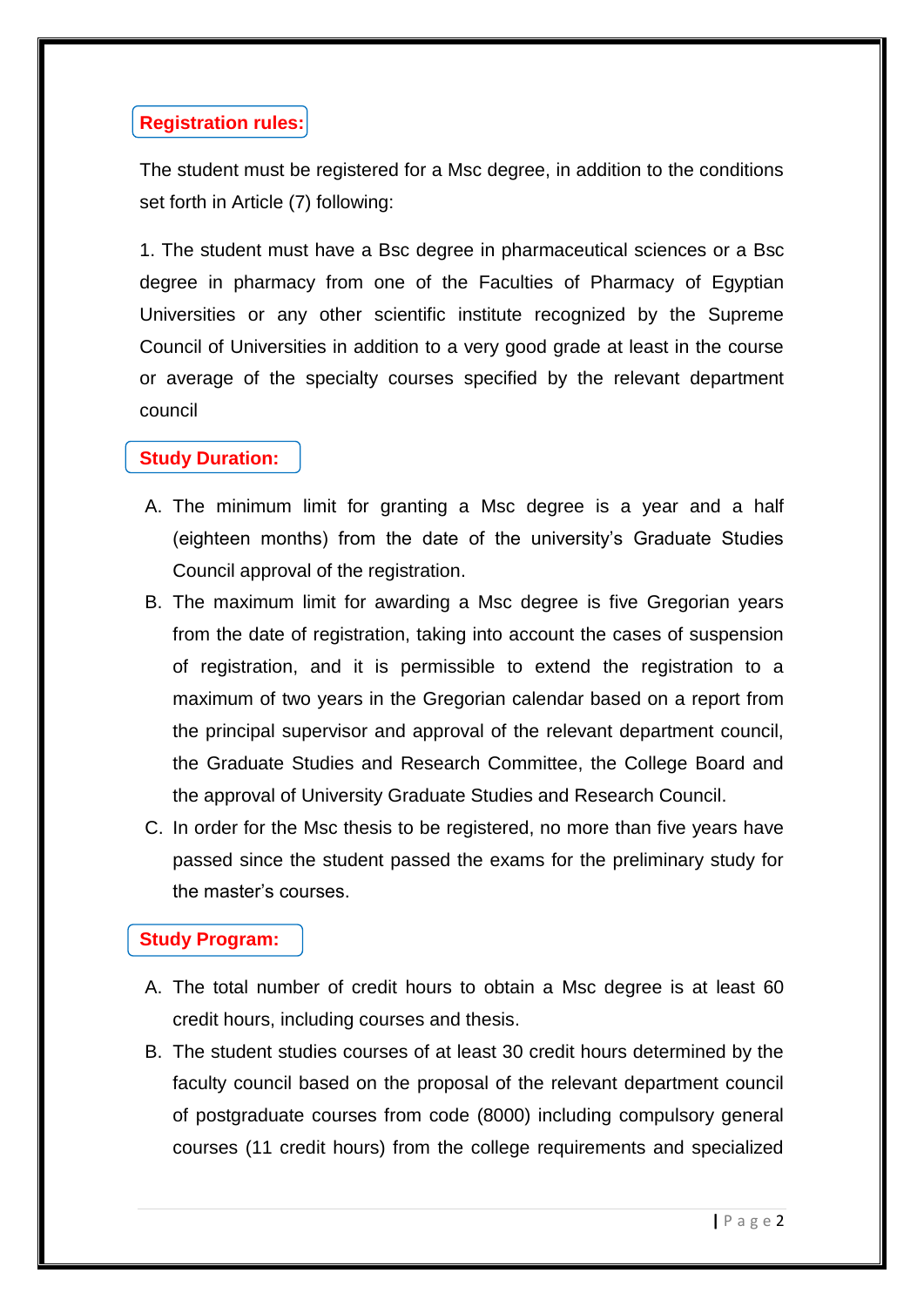## Registration rules:

The student must be registered for a Msc degree, in addition to the conditions set forth in Article (7) following:

1. The student must have a Bsc degree in pharmaceutical sciences or a Bsc degree in pharmacy from one of the Faculties of Pharmacy of Egyptian Universities or any other scientific institute recognized by the Supreme Council of Universities in addition to a very good grade at least in the course or average of the specialty courses specified by the relevant department council

## Study Duration:

A. The minimum limit for granting a Msc degree is a year and a half (eighteen months) from the date of the university's Graduate Studies Council approval of the registration.

B. The maximum limit for awarding a Msc degree is five Gregorian years from the date of registration, taking into account the cases of suspension of registration, and it is permissible to extend the registration to a maximum of two years in the Gregorian calendar based on a report from the principal supervisor and approval of the relevant department council, the Graduate Studies and Research Committee, the College Board and the approval of University Graduate Studies and Research Council.

C. In order for the Msc thesis to be registered, no more than five years have passed since the student passed the exams for the preliminary study for the master's courses.

## Study Program:

A. The total number of credit hours to obtain a Msc degree is at least 60 credit hours, including courses and thesis.

B. The student studies courses of at least 30 credit hours determined by the faculty council based on the proposal of the relevant department council of postgraduate courses from code (8000) including compulsory general courses (11 credit hours) from the college requirements and specialized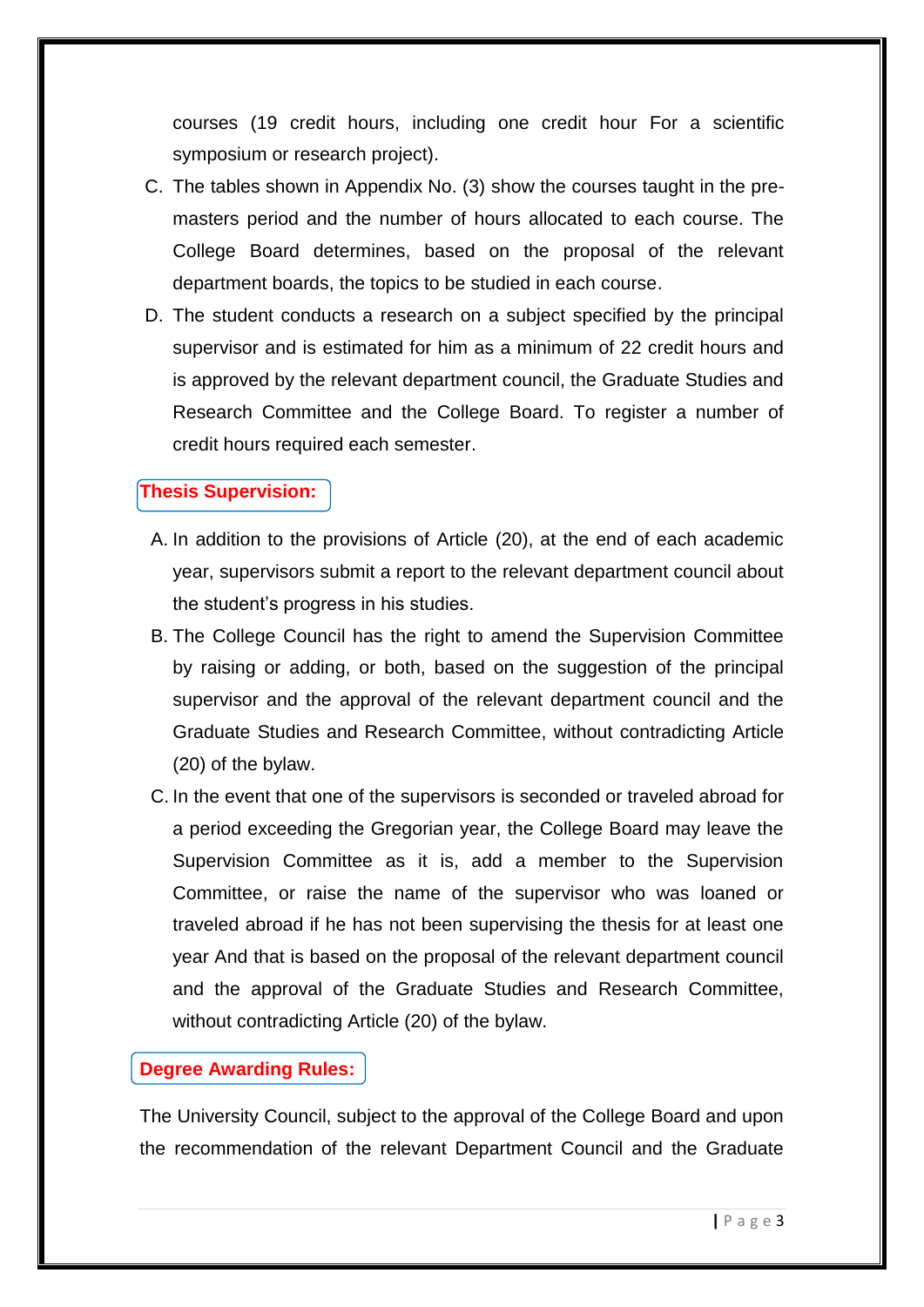courses (19 credit hours, including one credit hour For a scientific symposium or research project).

C. The tables shown in Appendix No. (3) show the courses taught in the pre-masters period and the number of hours allocated to each course. The College Board determines, based on the proposal of the relevant department boards, the topics to be studied in each course.

D. The student conducts a research on a subject specified by the principal supervisor and is estimated for him as a minimum of 22 credit hours and is approved by the relevant department council, the Graduate Studies and Research Committee and the College Board. To register a number of credit hours required each semester.

## Thesis Supervision:

A. In addition to the provisions of Article (20), at the end of each academic year, supervisors submit a report to the relevant department council about the student's progress in his studies.

B. The College Council has the right to amend the Supervision Committee by raising or adding, or both, based on the suggestion of the principal supervisor and the approval of the relevant department council and the Graduate Studies and Research Committee, without contradicting Article (20) of the bylaw.

C. In the event that one of the supervisors is seconded or traveled abroad for a period exceeding the Gregorian year, the College Board may leave the Supervision Committee as it is, add a member to the Supervision Committee, or raise the name of the supervisor who was loaned or traveled abroad if he has not been supervising the thesis for at least one year And that is based on the proposal of the relevant department council and the approval of the Graduate Studies and Research Committee, without contradicting Article (20) of the bylaw.

## Degree Awarding Rules:

The University Council, subject to the approval of the College Board and upon the recommendation of the relevant Department Council and the Graduate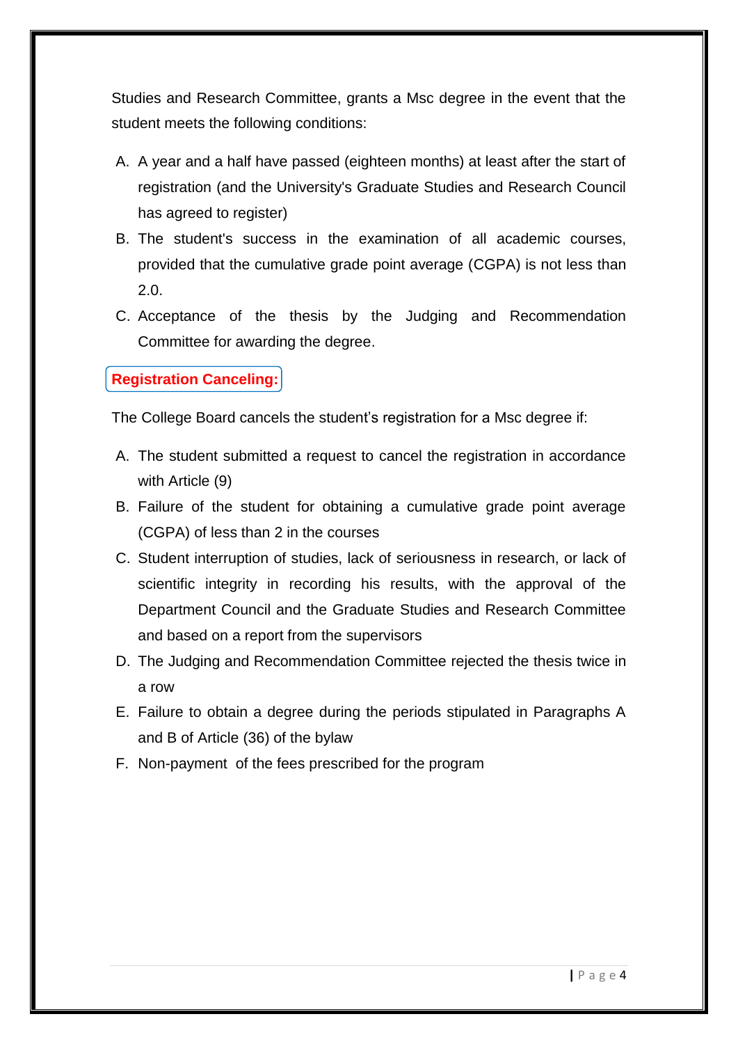Studies and Research Committee, grants a Msc degree in the event that the student meets the following conditions:

A. A year and a half have passed (eighteen months) at least after the start of registration (and the University's Graduate Studies and Research Council has agreed to register)
B. The student's success in the examination of all academic courses, provided that the cumulative grade point average (CGPA) is not less than 2.0.
C. Acceptance of the thesis by the Judging and Recommendation Committee for awarding the degree.

## Registration Canceling:

The College Board cancels the student's registration for a Msc degree if:

A. The student submitted a request to cancel the registration in accordance with Article (9)
B. Failure of the student for obtaining a cumulative grade point average (CGPA) of less than 2 in the courses
C. Student interruption of studies, lack of seriousness in research, or lack of scientific integrity in recording his results, with the approval of the Department Council and the Graduate Studies and Research Committee and based on a report from the supervisors
D. The Judging and Recommendation Committee rejected the thesis twice in a row
E. Failure to obtain a degree during the periods stipulated in Paragraphs A and B of Article (36) of the bylaw
F. Non-payment of the fees prescribed for the program